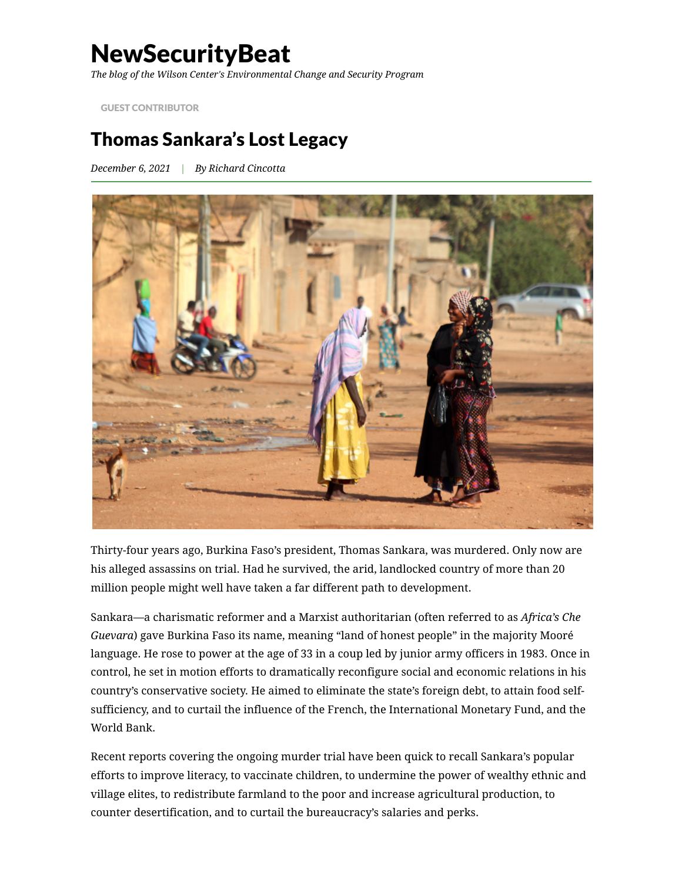# NewSecurityBeat

*The blog of the Wilson Center's Environmental Change and Security Program*

GUEST CONTRIBUTOR

## Thomas Sankara's Lost Legacy

*December 6, 2021* | *By Richard Cincotta*

Thirty-four years ago, Burkina Faso's president, Thomas Sankara, was murdered. Only now are his alleged assassins on trial. Had he survived, the arid, landlocked country of more than 20 million people might well have taken a far different path to development.

Sankara—a charismatic reformer and a Marxist authoritarian (often referred to as *Africa's Che Guevara*) gave Burkina Faso its name, meaning "land of honest people" in the majority Mooré language. He rose to power at the age of 33 in a coup led by junior army officers in 1983. Once in control, he set in motion efforts to dramatically reconfigure social and economic relations in his country's conservative society. He aimed to eliminate the state's foreign debt, to attain food self-sufficiency, and to curtail the influence of the French, the International Monetary Fund, and the World Bank.

Recent reports covering the ongoing murder trial have been quick to recall Sankara's popular efforts to improve literacy, to vaccinate children, to undermine the power of wealthy ethnic and village elites, to redistribute farmland to the poor and increase agricultural production, to counter desertification, and to curtail the bureaucracy's salaries and perks.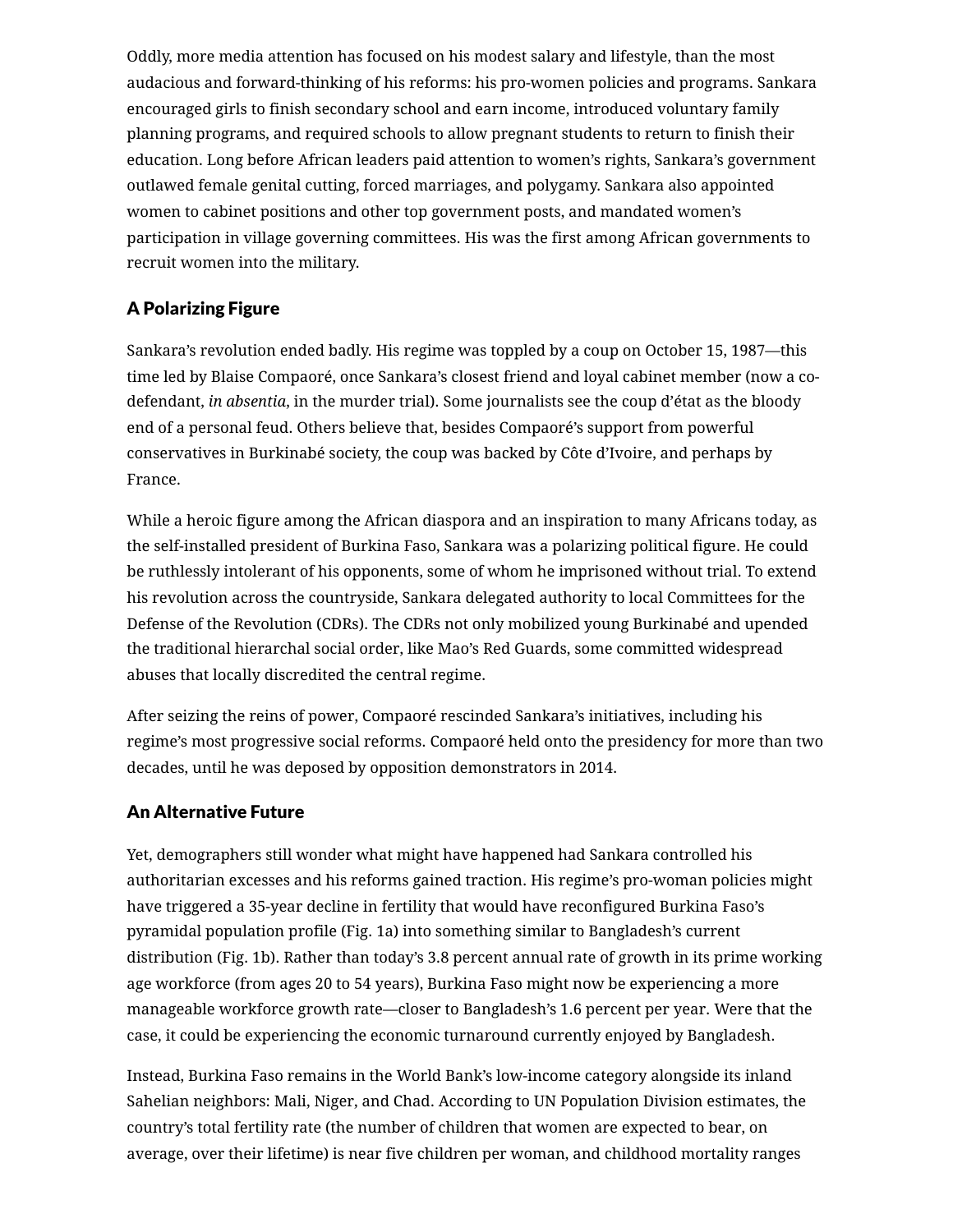Oddly, more media attention has focused on his modest salary and lifestyle, than the most audacious and forward-thinking of his reforms: his pro-women policies and programs. Sankara encouraged girls to finish secondary school and earn income, introduced voluntary family planning programs, and required schools to allow pregnant students to return to finish their education. Long before African leaders paid attention to women's rights, Sankara's government outlawed female genital cutting, forced marriages, and polygamy. Sankara also appointed women to cabinet positions and other top government posts, and mandated women's participation in village governing committees. His was the first among African governments to recruit women into the military.

## A Polarizing Figure

Sankara's revolution ended badly. His regime was toppled by a coup on October 15, 1987—this time led by Blaise Compaoré, once Sankara's closest friend and loyal cabinet member (now a co-defendant, *in absentia*, in the murder trial). Some journalists see the coup d'état as the bloody end of a personal feud. Others believe that, besides Compaoré's support from powerful conservatives in Burkinabé society, the coup was backed by Côte d'Ivoire, and perhaps by France.

While a heroic figure among the African diaspora and an inspiration to many Africans today, as the self-installed president of Burkina Faso, Sankara was a polarizing political figure. He could be ruthlessly intolerant of his opponents, some of whom he imprisoned without trial. To extend his revolution across the countryside, Sankara delegated authority to local Committees for the Defense of the Revolution (CDRs). The CDRs not only mobilized young Burkinabé and upended the traditional hierarchal social order, like Mao's Red Guards, some committed widespread abuses that locally discredited the central regime.

After seizing the reins of power, Compaoré rescinded Sankara's initiatives, including his regime's most progressive social reforms. Compaoré held onto the presidency for more than two decades, until he was deposed by opposition demonstrators in 2014.

## An Alternative Future

Yet, demographers still wonder what might have happened had Sankara controlled his authoritarian excesses and his reforms gained traction. His regime's pro-woman policies might have triggered a 35-year decline in fertility that would have reconfigured Burkina Faso's pyramidal population profile (Fig. 1a) into something similar to Bangladesh's current distribution (Fig. 1b). Rather than today's 3.8 percent annual rate of growth in its prime working age workforce (from ages 20 to 54 years), Burkina Faso might now be experiencing a more manageable workforce growth rate—closer to Bangladesh's 1.6 percent per year. Were that the case, it could be experiencing the economic turnaround currently enjoyed by Bangladesh.

Instead, Burkina Faso remains in the World Bank's low-income category alongside its inland Sahelian neighbors: Mali, Niger, and Chad. According to UN Population Division estimates, the country's total fertility rate (the number of children that women are expected to bear, on average, over their lifetime) is near five children per woman, and childhood mortality ranges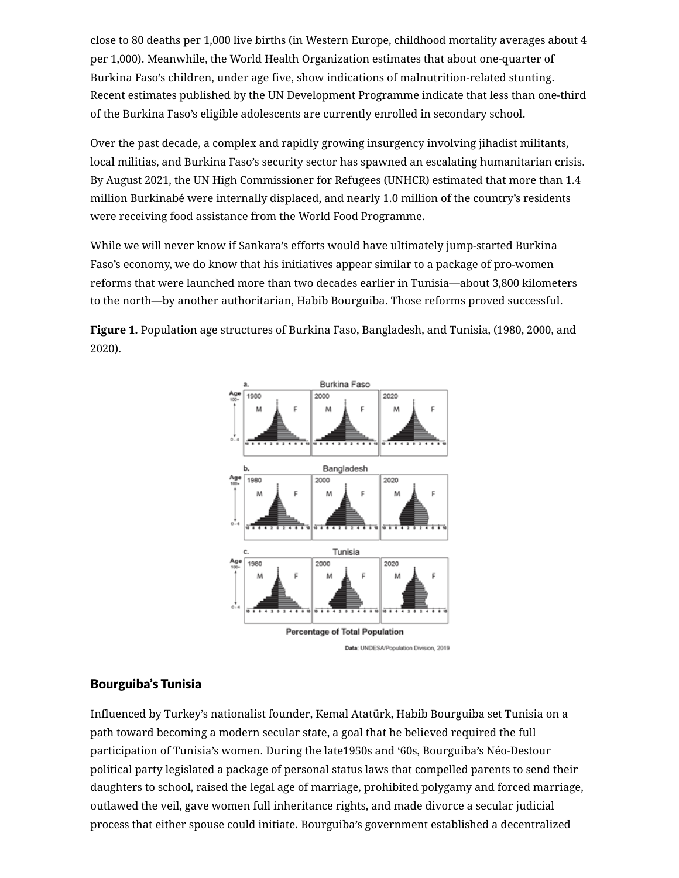close to 80 deaths per 1,000 live births (in Western Europe, childhood mortality averages about 4 per 1,000). Meanwhile, the World Health Organization estimates that about one-quarter of Burkina Faso's children, under age five, show indications of malnutrition-related stunting. Recent estimates published by the UN Development Programme indicate that less than one-third of the Burkina Faso's eligible adolescents are currently enrolled in secondary school.

Over the past decade, a complex and rapidly growing insurgency involving jihadist militants, local militias, and Burkina Faso's security sector has spawned an escalating humanitarian crisis. By August 2021, the UN High Commissioner for Refugees (UNHCR) estimated that more than 1.4 million Burkinabé were internally displaced, and nearly 1.0 million of the country's residents were receiving food assistance from the World Food Programme.

While we will never know if Sankara's efforts would have ultimately jump-started Burkina Faso's economy, we do know that his initiatives appear similar to a package of pro-women reforms that were launched more than two decades earlier in Tunisia—about 3,800 kilometers to the north—by another authoritarian, Habib Bourguiba. Those reforms proved successful.

**Figure 1.** Population age structures of Burkina Faso, Bangladesh, and Tunisia, (1980, 2000, and 2020).

## Bourguiba's Tunisia

Influenced by Turkey's nationalist founder, Kemal Atatürk, Habib Bourguiba set Tunisia on a path toward becoming a modern secular state, a goal that he believed required the full participation of Tunisia's women. During the late1950s and '60s, Bourguiba's Néo-Destour political party legislated a package of personal status laws that compelled parents to send their daughters to school, raised the legal age of marriage, prohibited polygamy and forced marriage, outlawed the veil, gave women full inheritance rights, and made divorce a secular judicial process that either spouse could initiate. Bourguiba's government established a decentralized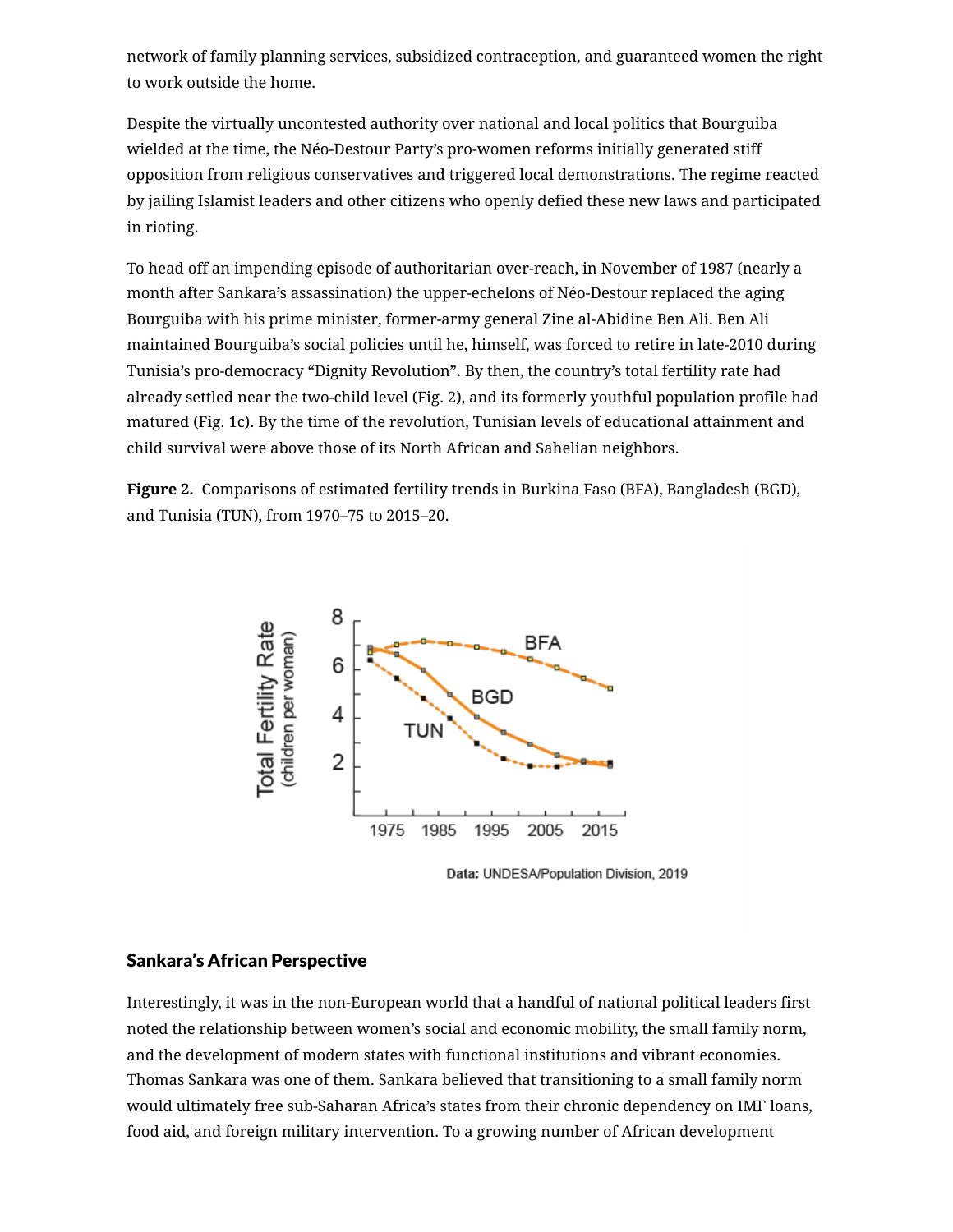network of family planning services, subsidized contraception, and guaranteed women the right to work outside the home.

Despite the virtually uncontested authority over national and local politics that Bourguiba wielded at the time, the Néo-Destour Party's pro-women reforms initially generated stiff opposition from religious conservatives and triggered local demonstrations. The regime reacted by jailing Islamist leaders and other citizens who openly defied these new laws and participated in rioting.

To head off an impending episode of authoritarian over-reach, in November of 1987 (nearly a month after Sankara's assassination) the upper-echelons of Néo-Destour replaced the aging Bourguiba with his prime minister, former-army general Zine al-Abidine Ben Ali. Ben Ali maintained Bourguiba's social policies until he, himself, was forced to retire in late-2010 during Tunisia's pro-democracy "Dignity Revolution". By then, the country's total fertility rate had already settled near the two-child level (Fig. 2), and its formerly youthful population profile had matured (Fig. 1c). By the time of the revolution, Tunisian levels of educational attainment and child survival were above those of its North African and Sahelian neighbors.

**Figure 2.** Comparisons of estimated fertility trends in Burkina Faso (BFA), Bangladesh (BGD), and Tunisia (TUN), from 1970–75 to 2015–20.

## Sankara's African Perspective

Interestingly, it was in the non-European world that a handful of national political leaders first noted the relationship between women's social and economic mobility, the small family norm, and the development of modern states with functional institutions and vibrant economies. Thomas Sankara was one of them. Sankara believed that transitioning to a small family norm would ultimately free sub-Saharan Africa's states from their chronic dependency on IMF loans, food aid, and foreign military intervention. To a growing number of African development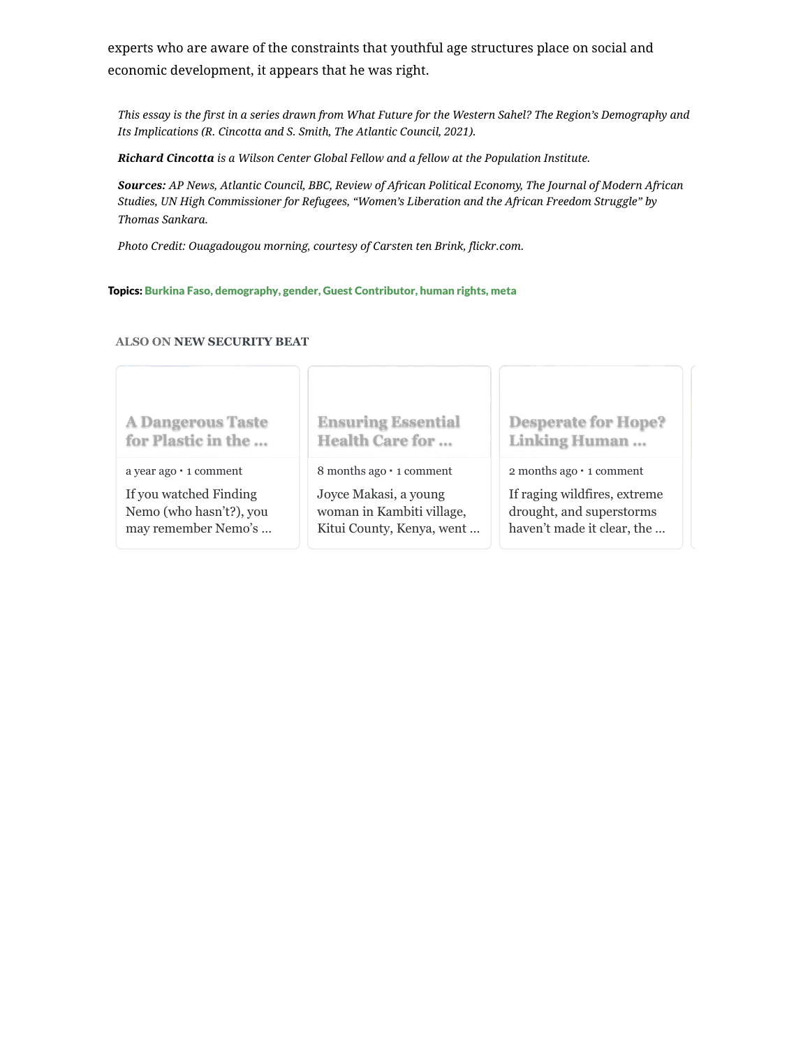experts who are aware of the constraints that youthful age structures place on social and economic development, it appears that he was right.

*This essay is the first in a series drawn from What Future for the Western Sahel? The Region's Demography and Its Implications (R. Cincotta and S. Smith, The Atlantic Council, 2021).*

***Richard Cincotta*** *is a Wilson Center Global Fellow and a fellow at the Population Institute.*

***Sources:*** *AP News, Atlantic Council, BBC, Review of African Political Economy, The Journal of Modern African Studies, UN High Commissioner for Refugees, "Women's Liberation and the African Freedom Struggle" by Thomas Sankara.*

*Photo Credit: Ouagadougou morning, courtesy of Carsten ten Brink, flickr.com.*

**Topics:** Burkina Faso, demography, gender, Guest Contributor, human rights, meta

ALSO ON **NEW SECURITY BEAT**

**A Dangerous Taste for Plastic in the ...**
a year ago • 1 comment
If you watched Finding Nemo (who hasn't?), you may remember Nemo's ...

**Ensuring Essential Health Care for ...**
8 months ago • 1 comment
Joyce Makasi, a young woman in Kambiti village, Kitui County, Kenya, went ...

**Desperate for Hope? Linking Human ...**
2 months ago • 1 comment
If raging wildfires, extreme drought, and superstorms haven't made it clear, the ...